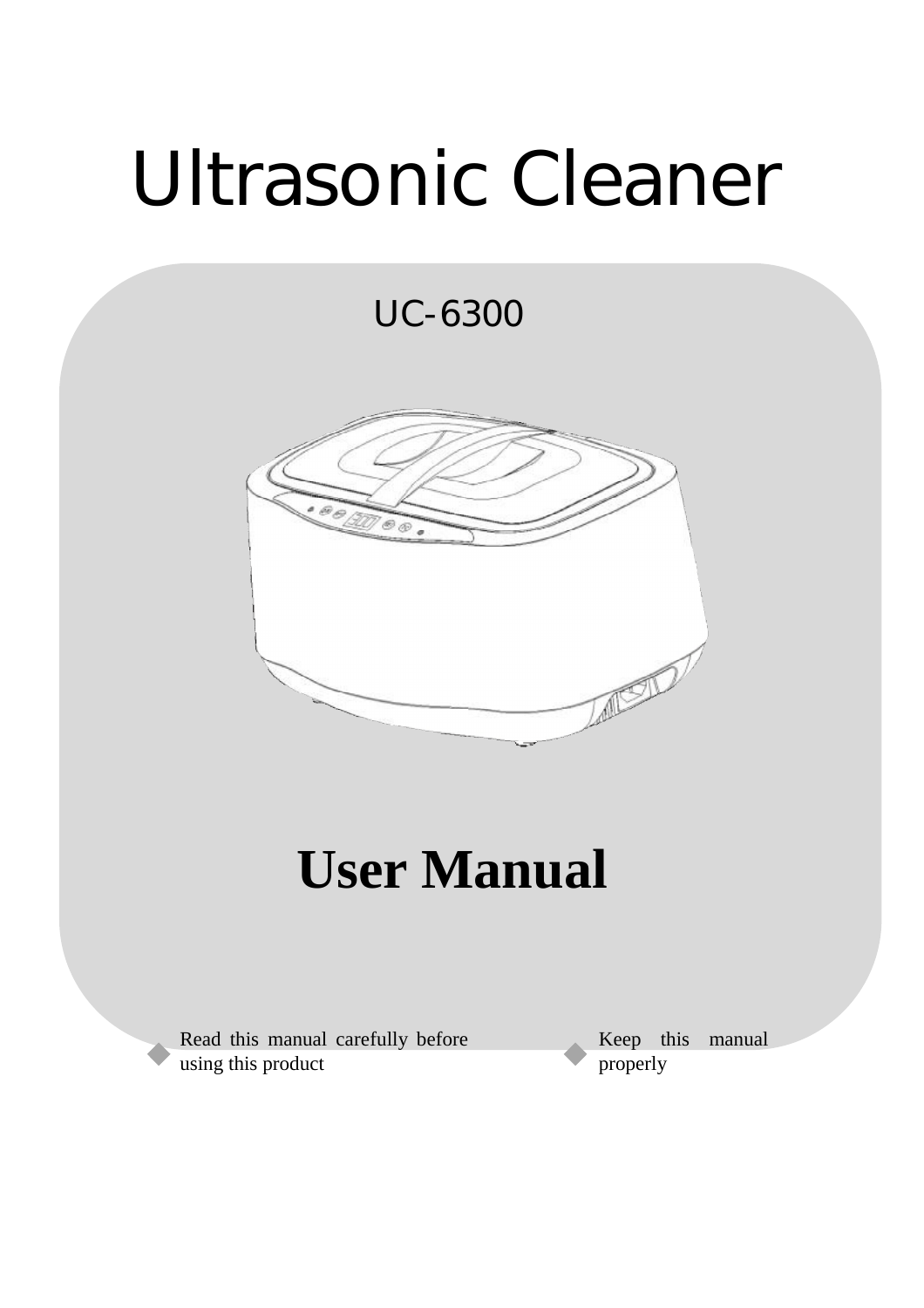# Ultrasonic Cleaner

UC-6300

# User Manual

- Read this manual carefully before using this product
- Keep this manual properly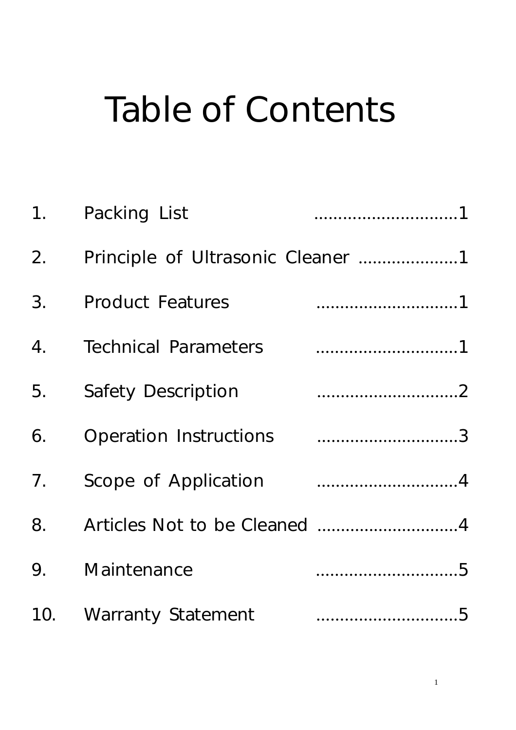# Table of Contents

1. Packing List ..............................1
2. Principle of Ultrasonic Cleaner .....................1
3. Product Features ..............................1
4. Technical Parameters ..............................1
5. Safety Description ..............................2
6. Operation Instructions ..............................3
7. Scope of Application ..............................4
8. Articles Not to be Cleaned ..............................4
9. Maintenance ..............................5
10. Warranty Statement ..............................5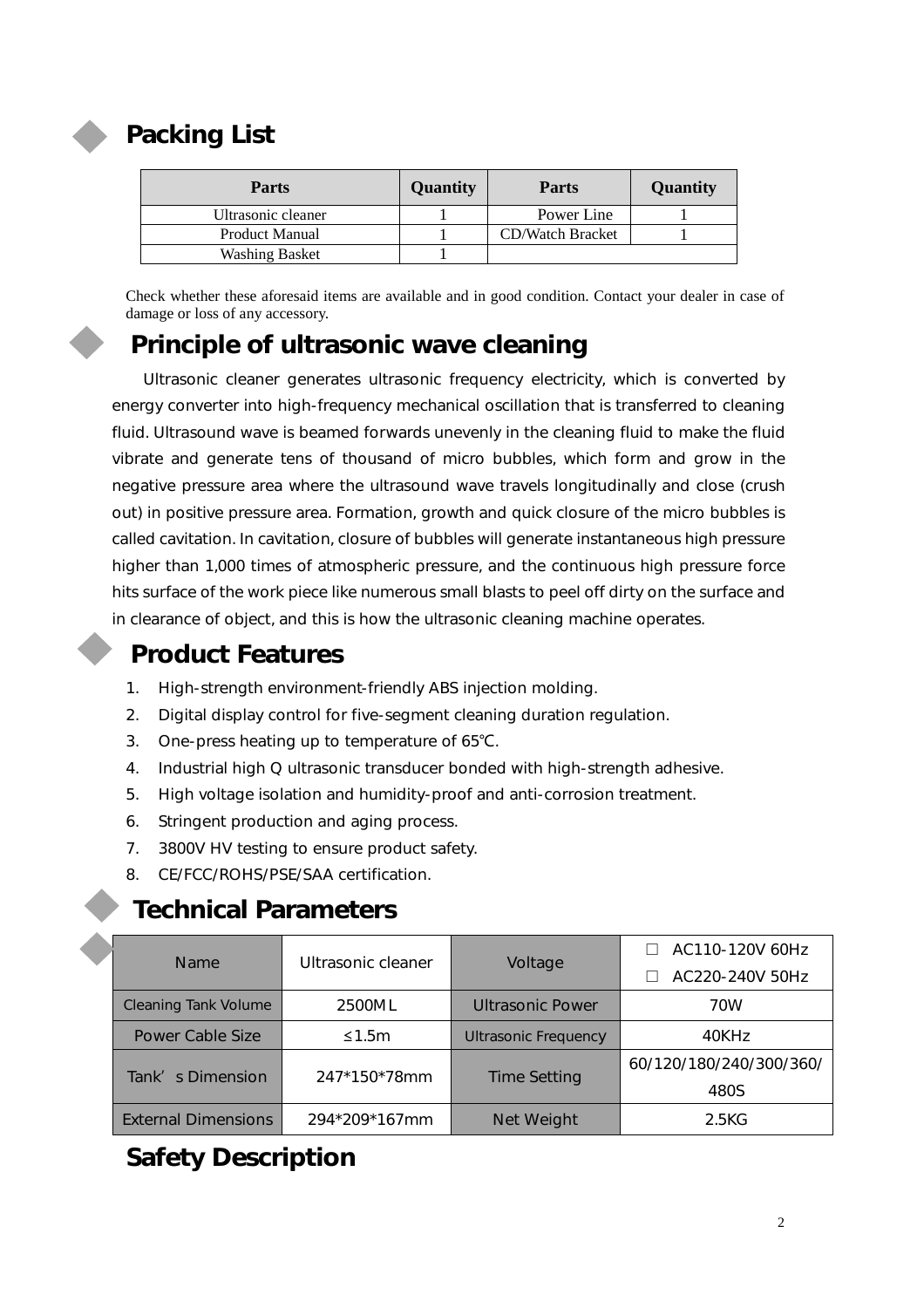## Packing List

| Parts | Quantity | Parts | Quantity |
|---|---|---|---|
| Ultrasonic cleaner | 1 | Power Line | 1 |
| Product Manual | 1 | CD/Watch Bracket | 1 |
| Washing Basket | 1 | | |

Check whether these aforesaid items are available and in good condition. Contact your dealer in case of damage or loss of any accessory.

## Principle of ultrasonic wave cleaning

Ultrasonic cleaner generates ultrasonic frequency electricity, which is converted by energy converter into high-frequency mechanical oscillation that is transferred to cleaning fluid. Ultrasound wave is beamed forwards unevenly in the cleaning fluid to make the fluid vibrate and generate tens of thousand of micro bubbles, which form and grow in the negative pressure area where the ultrasound wave travels longitudinally and close (crush out) in positive pressure area. Formation, growth and quick closure of the micro bubbles is called cavitation. In cavitation, closure of bubbles will generate instantaneous high pressure higher than 1,000 times of atmospheric pressure, and the continuous high pressure force hits surface of the work piece like numerous small blasts to peel off dirty on the surface and in clearance of object, and this is how the ultrasonic cleaning machine operates.

## Product Features

1. High-strength environment-friendly ABS injection molding.
2. Digital display control for five-segment cleaning duration regulation.
3. One-press heating up to temperature of 65℃.
4. Industrial high Q ultrasonic transducer bonded with high-strength adhesive.
5. High voltage isolation and humidity-proof and anti-corrosion treatment.
6. Stringent production and aging process.
7. 3800V HV testing to ensure product safety.
8. CE/FCC/ROHS/PSE/SAA certification.

## Technical Parameters

| Name | Ultrasonic cleaner | Voltage | □ AC110-120V 60Hz<br>□ AC220-240V 50Hz |
|---|---|---|---|
| Cleaning Tank Volume | 2500ML | Ultrasonic Power | 70W |
| Power Cable Size | ≤1.5m | Ultrasonic Frequency | 40KHz |
| Tank's Dimension | 247*150*78mm | Time Setting | 60/120/180/240/300/360/480S |
| External Dimensions | 294*209*167mm | Net Weight | 2.5KG |

## Safety Description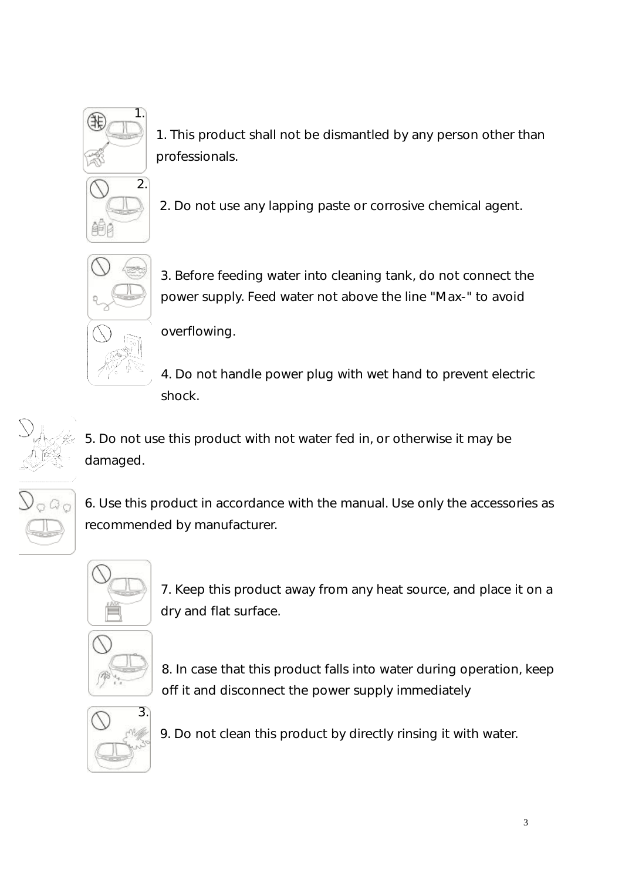1. This product shall not be dismantled by any person other than professionals.

2. Do not use any lapping paste or corrosive chemical agent.

3. Before feeding water into cleaning tank, do not connect the power supply. Feed water not above the line "Max-" to avoid overflowing.

4. Do not handle power plug with wet hand to prevent electric shock.

5. Do not use this product with not water fed in, or otherwise it may be damaged.

6. Use this product in accordance with the manual. Use only the accessories as recommended by manufacturer.

7. Keep this product away from any heat source, and place it on a dry and flat surface.

8. In case that this product falls into water during operation, keep off it and disconnect the power supply immediately

9. Do not clean this product by directly rinsing it with water.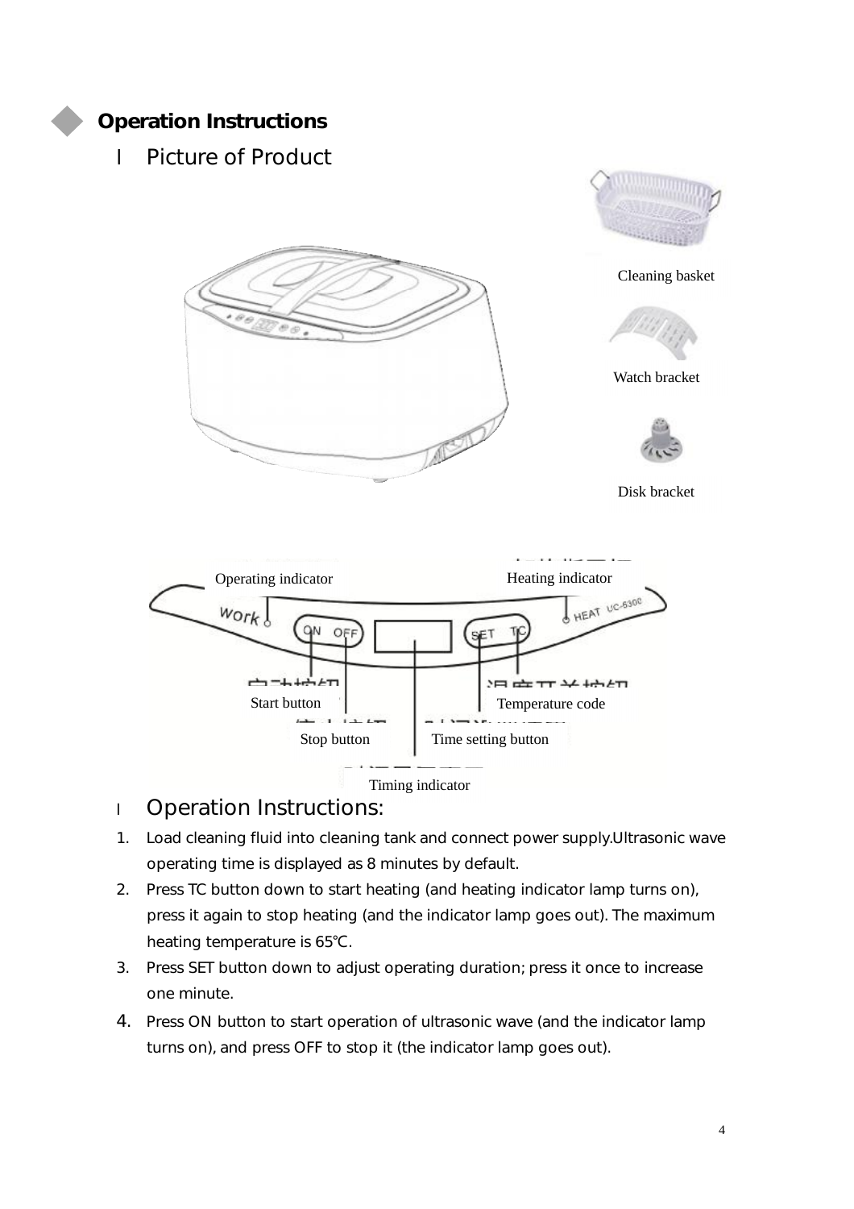## Operation Instructions

### I Picture of Product

Cleaning basket

Watch bracket

Disk bracket

Operating indicator

Heating indicator

Start button

Temperature code

Stop button

Time setting button

Timing indicator

### Operation Instructions:

1. Load cleaning fluid into cleaning tank and connect power supply.Ultrasonic wave operating time is displayed as 8 minutes by default.
2. Press TC button down to start heating (and heating indicator lamp turns on), press it again to stop heating (and the indicator lamp goes out). The maximum heating temperature is 65℃.
3. Press SET button down to adjust operating duration; press it once to increase one minute.
4. Press ON button to start operation of ultrasonic wave (and the indicator lamp turns on), and press OFF to stop it (the indicator lamp goes out).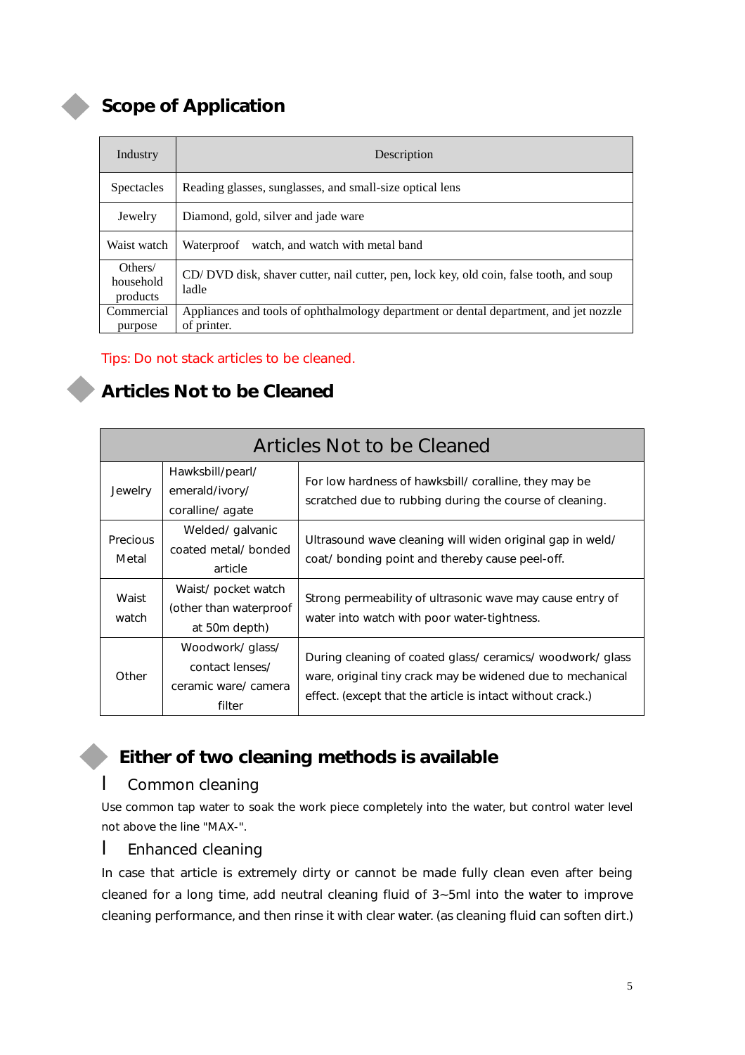## Scope of Application

| Industry | Description |
| --- | --- |
| Spectacles | Reading glasses, sunglasses, and small-size optical lens |
| Jewelry | Diamond, gold, silver and jade ware |
| Waist watch | Waterproof watch, and watch with metal band |
| Others/ household products | CD/ DVD disk, shaver cutter, nail cutter, pen, lock key, old coin, false tooth, and soup ladle |
| Commercial purpose | Appliances and tools of ophthalmology department or dental department, and jet nozzle of printer. |

Tips: Do not stack articles to be cleaned.

## Articles Not to be Cleaned

| Articles Not to be Cleaned | | |
| --- | --- | --- |
| Jewelry | Hawksbill/pearl/ emerald/ivory/ coralline/ agate | For low hardness of hawksbill/ coralline, they may be scratched due to rubbing during the course of cleaning. |
| Precious Metal | Welded/ galvanic coated metal/ bonded article | Ultrasound wave cleaning will widen original gap in weld/ coat/ bonding point and thereby cause peel-off. |
| Waist watch | Waist/ pocket watch (other than waterproof at 50m depth) | Strong permeability of ultrasonic wave may cause entry of water into watch with poor water-tightness. |
| Other | Woodwork/ glass/ contact lenses/ ceramic ware/ camera filter | During cleaning of coated glass/ ceramics/ woodwork/ glass ware, original tiny crack may be widened due to mechanical effect. (except that the article is intact without crack.) |

## Either of two cleaning methods is available

### Common cleaning

Use common tap water to soak the work piece completely into the water, but control water level not above the line "MAX-".

### Enhanced cleaning

In case that article is extremely dirty or cannot be made fully clean even after being cleaned for a long time, add neutral cleaning fluid of 3~5ml into the water to improve cleaning performance, and then rinse it with clear water. (as cleaning fluid can soften dirt.)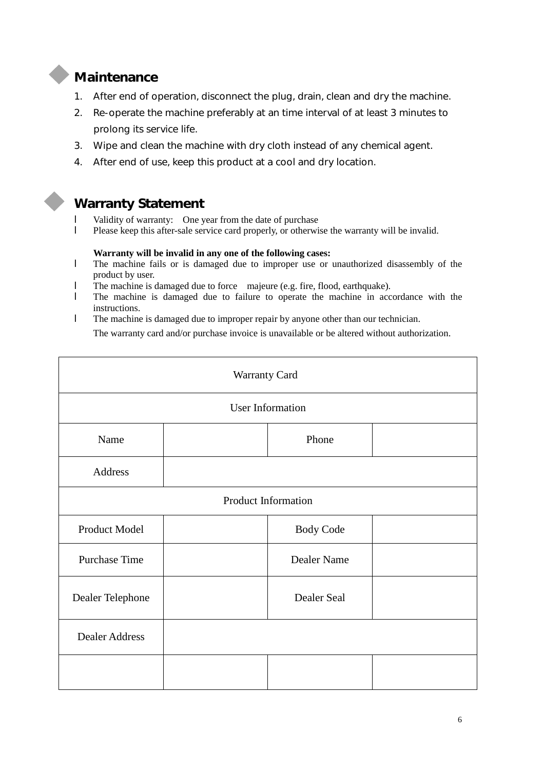## Maintenance

1. After end of operation, disconnect the plug, drain, clean and dry the machine.
2. Re-operate the machine preferably at an time interval of at least 3 minutes to prolong its service life.
3. Wipe and clean the machine with dry cloth instead of any chemical agent.
4. After end of use, keep this product at a cool and dry location.

## Warranty Statement

- Validity of warranty: One year from the date of purchase
- Please keep this after-sale service card properly, or otherwise the warranty will be invalid.

**Warranty will be invalid in any one of the following cases:**

- The machine fails or is damaged due to improper use or unauthorized disassembly of the product by user.
- The machine is damaged due to force majeure (e.g. fire, flood, earthquake).
- The machine is damaged due to failure to operate the machine in accordance with the instructions.
- The machine is damaged due to improper repair by anyone other than our technician.

The warranty card and/or purchase invoice is unavailable or be altered without authorization.

| Warranty Card | | | |
|---|---|---|---|
| User Information | | | |
| Name | | Phone | |
| Address | | | |
| Product Information | | | |
| Product Model | | Body Code | |
| Purchase Time | | Dealer Name | |
| Dealer Telephone | | Dealer Seal | |
| Dealer Address | | | |
| | | | |